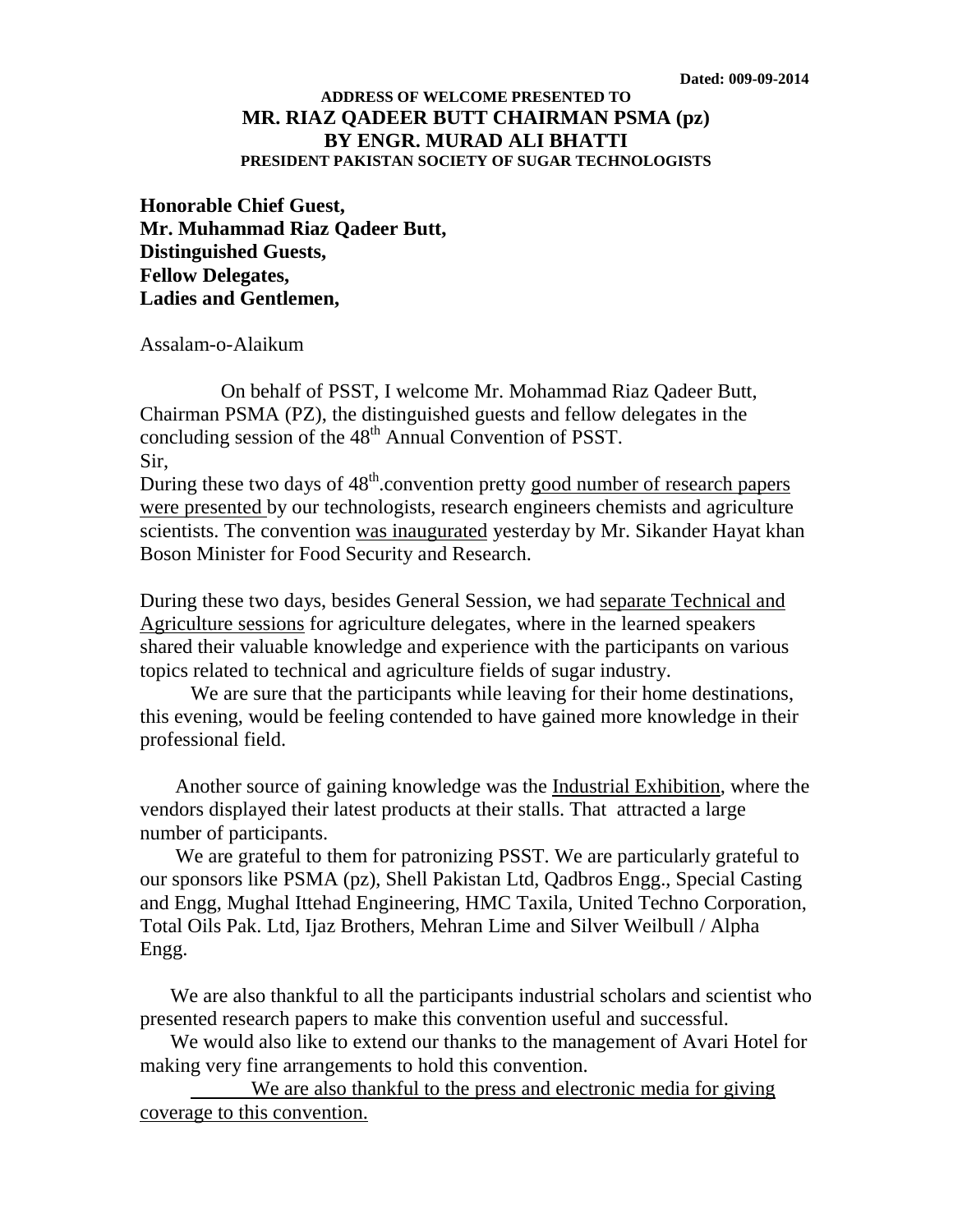**Dated: 009-09-2014**

**ADDRESS OF WELCOME PRESENTED TO**
**MR. RIAZ QADEER BUTT CHAIRMAN PSMA (pz)**
**BY ENGR. MURAD ALI BHATTI**
**PRESIDENT PAKISTAN SOCIETY OF SUGAR TECHNOLOGISTS**

**Honorable Chief Guest,**
**Mr. Muhammad Riaz Qadeer Butt,**
**Distinguished Guests,**
**Fellow Delegates,**
**Ladies and Gentlemen,**

Assalam-o-Alaikum

On behalf of PSST, I welcome Mr. Mohammad Riaz Qadeer Butt, Chairman PSMA (PZ), the distinguished guests and fellow delegates in the concluding session of the 48th Annual Convention of PSST.

Sir,

During these two days of 48th.convention pretty <u>good number of research papers were presented</u> by our technologists, research engineers chemists and agriculture scientists. The convention <u>was inaugurated</u> yesterday by Mr. Sikander Hayat khan Boson Minister for Food Security and Research.

During these two days, besides General Session, we had <u>separate Technical and Agriculture sessions</u> for agriculture delegates, where in the learned speakers shared their valuable knowledge and experience with the participants on various topics related to technical and agriculture fields of sugar industry.

We are sure that the participants while leaving for their home destinations, this evening, would be feeling contended to have gained more knowledge in their professional field.

Another source of gaining knowledge was the <u>Industrial Exhibition</u>, where the vendors displayed their latest products at their stalls. That attracted a large number of participants.

We are grateful to them for patronizing PSST. We are particularly grateful to our sponsors like PSMA (pz), Shell Pakistan Ltd, Qadbros Engg., Special Casting and Engg, Mughal Ittehad Engineering, HMC Taxila, United Techno Corporation, Total Oils Pak. Ltd, Ijaz Brothers, Mehran Lime and Silver Weilbull / Alpha Engg.

We are also thankful to all the participants industrial scholars and scientist who presented research papers to make this convention useful and successful.

We would also like to extend our thanks to the management of Avari Hotel for making very fine arrangements to hold this convention.

<u>We are also thankful to the press and electronic media for giving coverage to this convention.</u>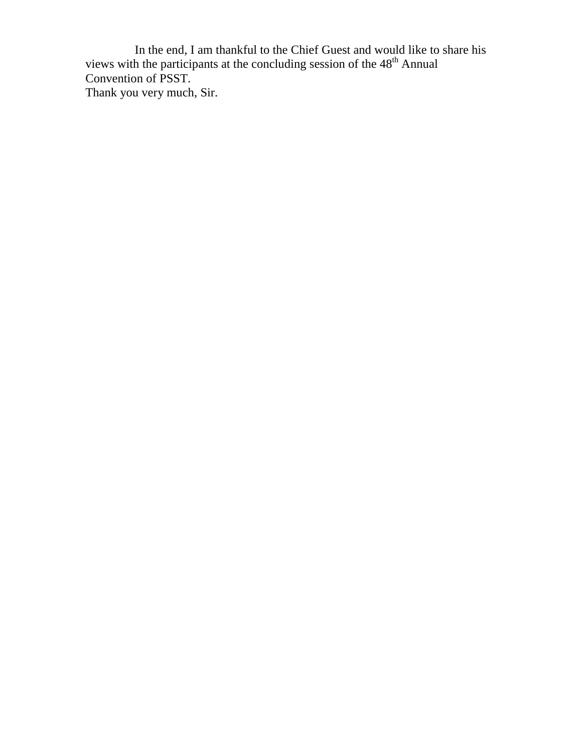In the end, I am thankful to the Chief Guest and would like to share his views with the participants at the concluding session of the 48th Annual Convention of PSST.

Thank you very much, Sir.